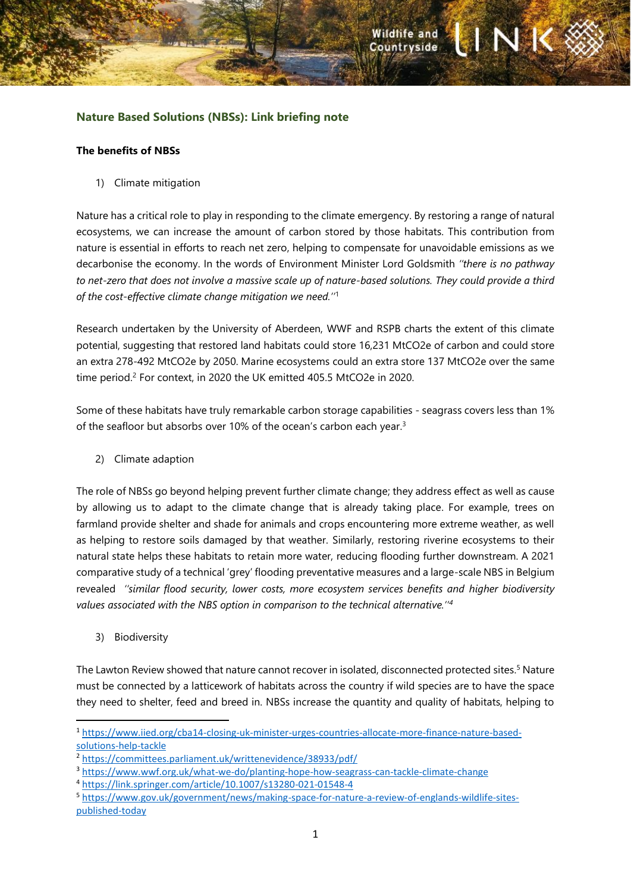## Nature Based Solutions (NBSs): Link briefing note

### The benefits of NBSs

1) Climate mitigation

Nature has a critical role to play in responding to the climate emergency. By restoring a range of natural ecosystems, we can increase the amount of carbon stored by those habitats. This contribution from nature is essential in efforts to reach net zero, helping to compensate for unavoidable emissions as we decarbonise the economy. In the words of Environment Minister Lord Goldsmith *''there is no pathway to net-zero that does not involve a massive scale up of nature-based solutions. They could provide a third of the cost-effective climate change mitigation we need.''*[1]

Research undertaken by the University of Aberdeen, WWF and RSPB charts the extent of this climate potential, suggesting that restored land habitats could store 16,231 MtCO2e of carbon and could store an extra 278-492 MtCO2e by 2050. Marine ecosystems could an extra store 137 MtCO2e over the same time period.[2] For context, in 2020 the UK emitted 405.5 MtCO2e in 2020.

Some of these habitats have truly remarkable carbon storage capabilities - seagrass covers less than 1% of the seafloor but absorbs over 10% of the ocean's carbon each year.[3]

2) Climate adaption

The role of NBSs go beyond helping prevent further climate change; they address effect as well as cause by allowing us to adapt to the climate change that is already taking place. For example, trees on farmland provide shelter and shade for animals and crops encountering more extreme weather, as well as helping to restore soils damaged by that weather. Similarly, restoring riverine ecosystems to their natural state helps these habitats to retain more water, reducing flooding further downstream. A 2021 comparative study of a technical 'grey' flooding preventative measures and a large-scale NBS in Belgium revealed *''similar flood security, lower costs, more ecosystem services benefits and higher biodiversity values associated with the NBS option in comparison to the technical alternative.''*[4]

3) Biodiversity

The Lawton Review showed that nature cannot recover in isolated, disconnected protected sites.[5] Nature must be connected by a latticework of habitats across the country if wild species are to have the space they need to shelter, feed and breed in. NBSs increase the quantity and quality of habitats, helping to

---

[1] https://www.iied.org/cba14-closing-uk-minister-urges-countries-allocate-more-finance-nature-based-solutions-help-tackle

[2] https://committees.parliament.uk/writtenevidence/38933/pdf/

[3] https://www.wwf.org.uk/what-we-do/planting-hope-how-seagrass-can-tackle-climate-change

[4] https://link.springer.com/article/10.1007/s13280-021-01548-4

[5] https://www.gov.uk/government/news/making-space-for-nature-a-review-of-englands-wildlife-sites-published-today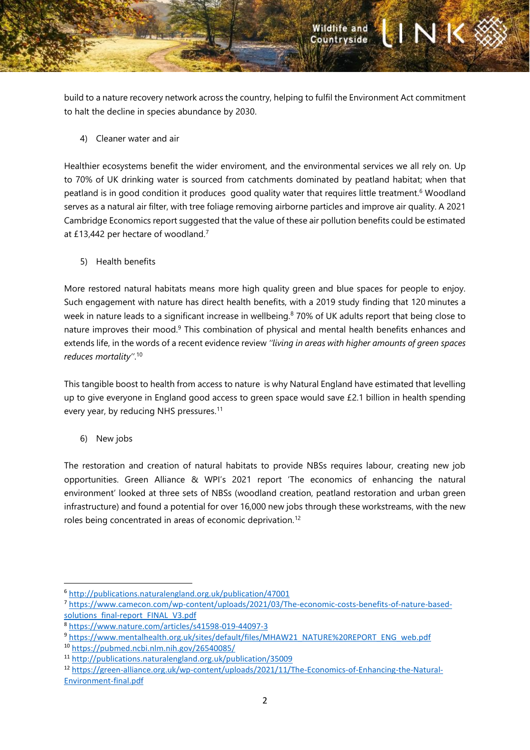build to a nature recovery network across the country, helping to fulfil the Environment Act commitment to halt the decline in species abundance by 2030.

4) Cleaner water and air

Healthier ecosystems benefit the wider enviroment, and the environmental services we all rely on. Up to 70% of UK drinking water is sourced from catchments dominated by peatland habitat; when that peatland is in good condition it produces good quality water that requires little treatment.[6] Woodland serves as a natural air filter, with tree foliage removing airborne particles and improve air quality. A 2021 Cambridge Economics report suggested that the value of these air pollution benefits could be estimated at £13,442 per hectare of woodland.[7]

5) Health benefits

More restored natural habitats means more high quality green and blue spaces for people to enjoy. Such engagement with nature has direct health benefits, with a 2019 study finding that 120 minutes a week in nature leads to a significant increase in wellbeing.[8] 70% of UK adults report that being close to nature improves their mood.[9] This combination of physical and mental health benefits enhances and extends life, in the words of a recent evidence review *"living in areas with higher amounts of green spaces reduces mortality"*.[10]

This tangible boost to health from access to nature is why Natural England have estimated that levelling up to give everyone in England good access to green space would save £2.1 billion in health spending every year, by reducing NHS pressures.[11]

6) New jobs

The restoration and creation of natural habitats to provide NBSs requires labour, creating new job opportunities. Green Alliance & WPI's 2021 report 'The economics of enhancing the natural environment' looked at three sets of NBSs (woodland creation, peatland restoration and urban green infrastructure) and found a potential for over 16,000 new jobs through these workstreams, with the new roles being concentrated in areas of economic deprivation.[12]

---

[6] http://publications.naturalengland.org.uk/publication/47001
[7] https://www.camecon.com/wp-content/uploads/2021/03/The-economic-costs-benefits-of-nature-based-solutions_final-report_FINAL_V3.pdf
[8] https://www.nature.com/articles/s41598-019-44097-3
[9] https://www.mentalhealth.org.uk/sites/default/files/MHAW21_NATURE%20REPORT_ENG_web.pdf
[10] https://pubmed.ncbi.nlm.nih.gov/26540085/
[11] http://publications.naturalengland.org.uk/publication/35009
[12] https://green-alliance.org.uk/wp-content/uploads/2021/11/The-Economics-of-Enhancing-the-Natural-Environment-final.pdf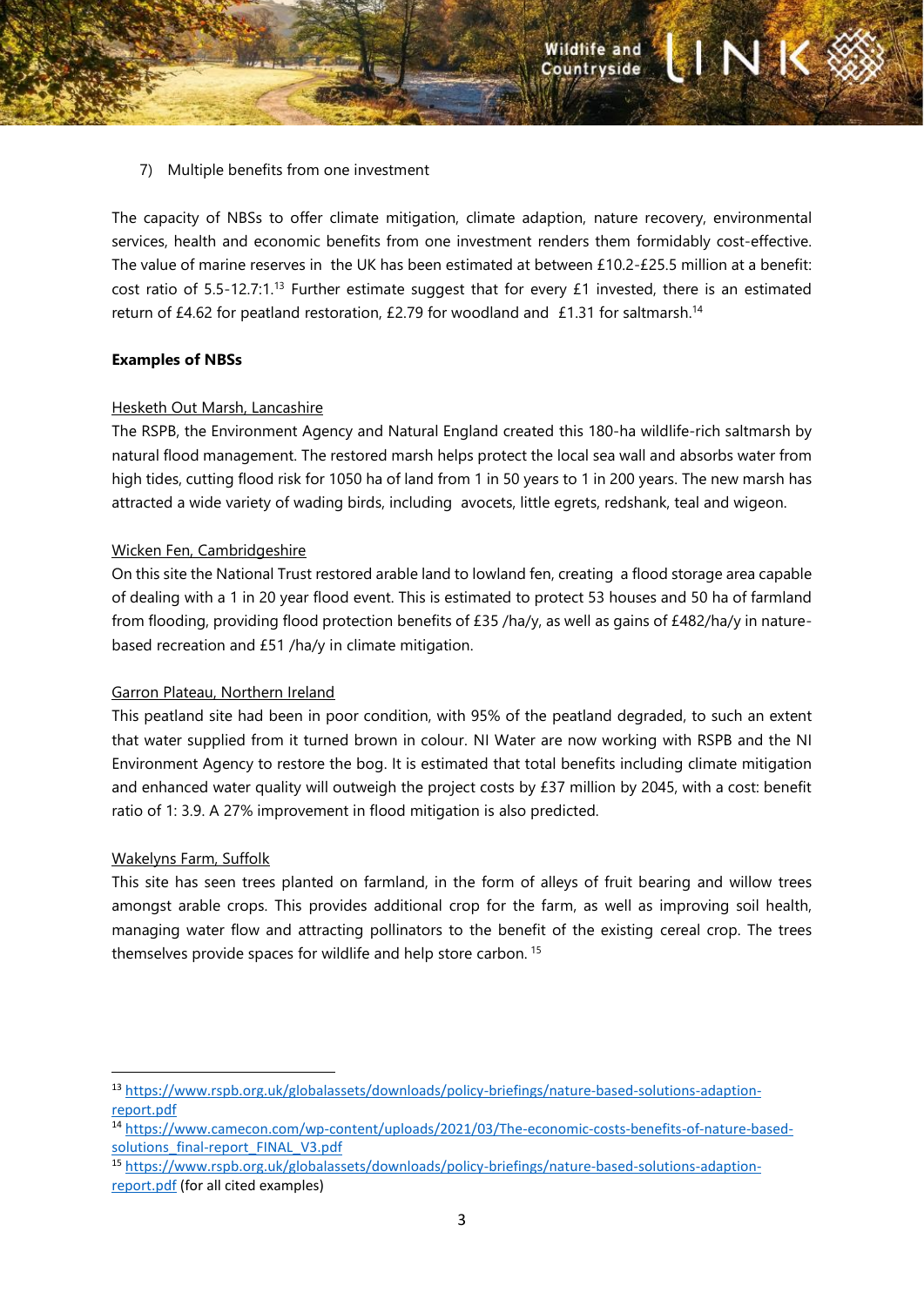7) Multiple benefits from one investment

The capacity of NBSs to offer climate mitigation, climate adaption, nature recovery, environmental services, health and economic benefits from one investment renders them formidably cost-effective. The value of marine reserves in the UK has been estimated at between £10.2-£25.5 million at a benefit: cost ratio of 5.5-12.7:1.[13] Further estimate suggest that for every £1 invested, there is an estimated return of £4.62 for peatland restoration, £2.79 for woodland and £1.31 for saltmarsh.[14]

**Examples of NBSs**

Hesketh Out Marsh, Lancashire

The RSPB, the Environment Agency and Natural England created this 180-ha wildlife-rich saltmarsh by natural flood management. The restored marsh helps protect the local sea wall and absorbs water from high tides, cutting flood risk for 1050 ha of land from 1 in 50 years to 1 in 200 years. The new marsh has attracted a wide variety of wading birds, including avocets, little egrets, redshank, teal and wigeon.

Wicken Fen, Cambridgeshire

On this site the National Trust restored arable land to lowland fen, creating a flood storage area capable of dealing with a 1 in 20 year flood event. This is estimated to protect 53 houses and 50 ha of farmland from flooding, providing flood protection benefits of £35 /ha/y, as well as gains of £482/ha/y in nature-based recreation and £51 /ha/y in climate mitigation.

Garron Plateau, Northern Ireland

This peatland site had been in poor condition, with 95% of the peatland degraded, to such an extent that water supplied from it turned brown in colour. NI Water are now working with RSPB and the NI Environment Agency to restore the bog. It is estimated that total benefits including climate mitigation and enhanced water quality will outweigh the project costs by £37 million by 2045, with a cost: benefit ratio of 1: 3.9. A 27% improvement in flood mitigation is also predicted.

Wakelyns Farm, Suffolk

This site has seen trees planted on farmland, in the form of alleys of fruit bearing and willow trees amongst arable crops. This provides additional crop for the farm, as well as improving soil health, managing water flow and attracting pollinators to the benefit of the existing cereal crop. The trees themselves provide spaces for wildlife and help store carbon.[15]

---

[13] https://www.rspb.org.uk/globalassets/downloads/policy-briefings/nature-based-solutions-adaption-report.pdf

[14] https://www.camecon.com/wp-content/uploads/2021/03/The-economic-costs-benefits-of-nature-based-solutions_final-report_FINAL_V3.pdf

[15] https://www.rspb.org.uk/globalassets/downloads/policy-briefings/nature-based-solutions-adaption-report.pdf (for all cited examples)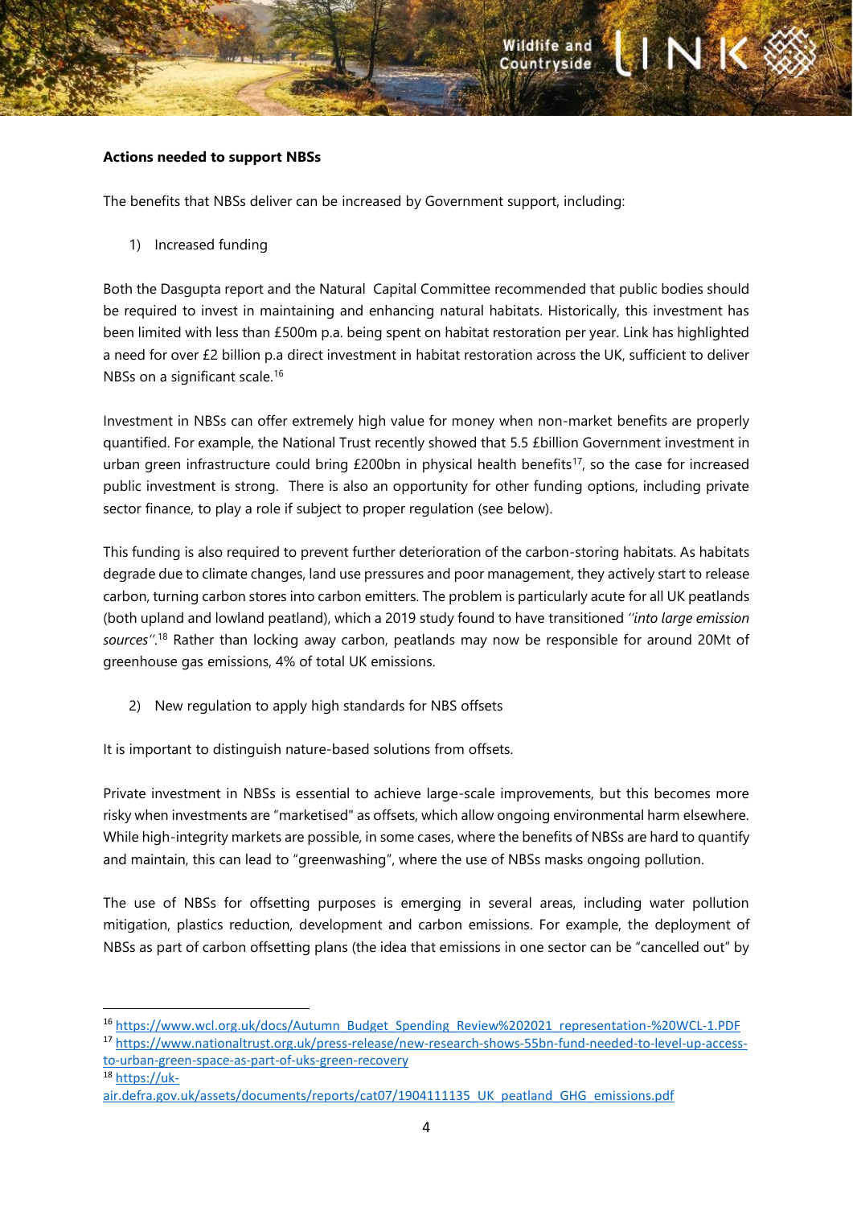**Actions needed to support NBSs**

The benefits that NBSs deliver can be increased by Government support, including:

1) Increased funding

Both the Dasgupta report and the Natural Capital Committee recommended that public bodies should be required to invest in maintaining and enhancing natural habitats. Historically, this investment has been limited with less than £500m p.a. being spent on habitat restoration per year. Link has highlighted a need for over £2 billion p.a direct investment in habitat restoration across the UK, sufficient to deliver NBSs on a significant scale.[16]

Investment in NBSs can offer extremely high value for money when non-market benefits are properly quantified. For example, the National Trust recently showed that 5.5 £billion Government investment in urban green infrastructure could bring £200bn in physical health benefits[17], so the case for increased public investment is strong. There is also an opportunity for other funding options, including private sector finance, to play a role if subject to proper regulation (see below).

This funding is also required to prevent further deterioration of the carbon-storing habitats. As habitats degrade due to climate changes, land use pressures and poor management, they actively start to release carbon, turning carbon stores into carbon emitters. The problem is particularly acute for all UK peatlands (both upland and lowland peatland), which a 2019 study found to have transitioned *''into large emission sources''*.[18] Rather than locking away carbon, peatlands may now be responsible for around 20Mt of greenhouse gas emissions, 4% of total UK emissions.

2) New regulation to apply high standards for NBS offsets

It is important to distinguish nature-based solutions from offsets.

Private investment in NBSs is essential to achieve large-scale improvements, but this becomes more risky when investments are "marketised" as offsets, which allow ongoing environmental harm elsewhere. While high-integrity markets are possible, in some cases, where the benefits of NBSs are hard to quantify and maintain, this can lead to "greenwashing", where the use of NBSs masks ongoing pollution.

The use of NBSs for offsetting purposes is emerging in several areas, including water pollution mitigation, plastics reduction, development and carbon emissions. For example, the deployment of NBSs as part of carbon offsetting plans (the idea that emissions in one sector can be "cancelled out" by

---

[16] https://www.wcl.org.uk/docs/Autumn_Budget_Spending_Review%202021_representation-%20WCL-1.PDF

[17] https://www.nationaltrust.org.uk/press-release/new-research-shows-55bn-fund-needed-to-level-up-access-to-urban-green-space-as-part-of-uks-green-recovery

[18] https://uk-air.defra.gov.uk/assets/documents/reports/cat07/1904111135_UK_peatland_GHG_emissions.pdf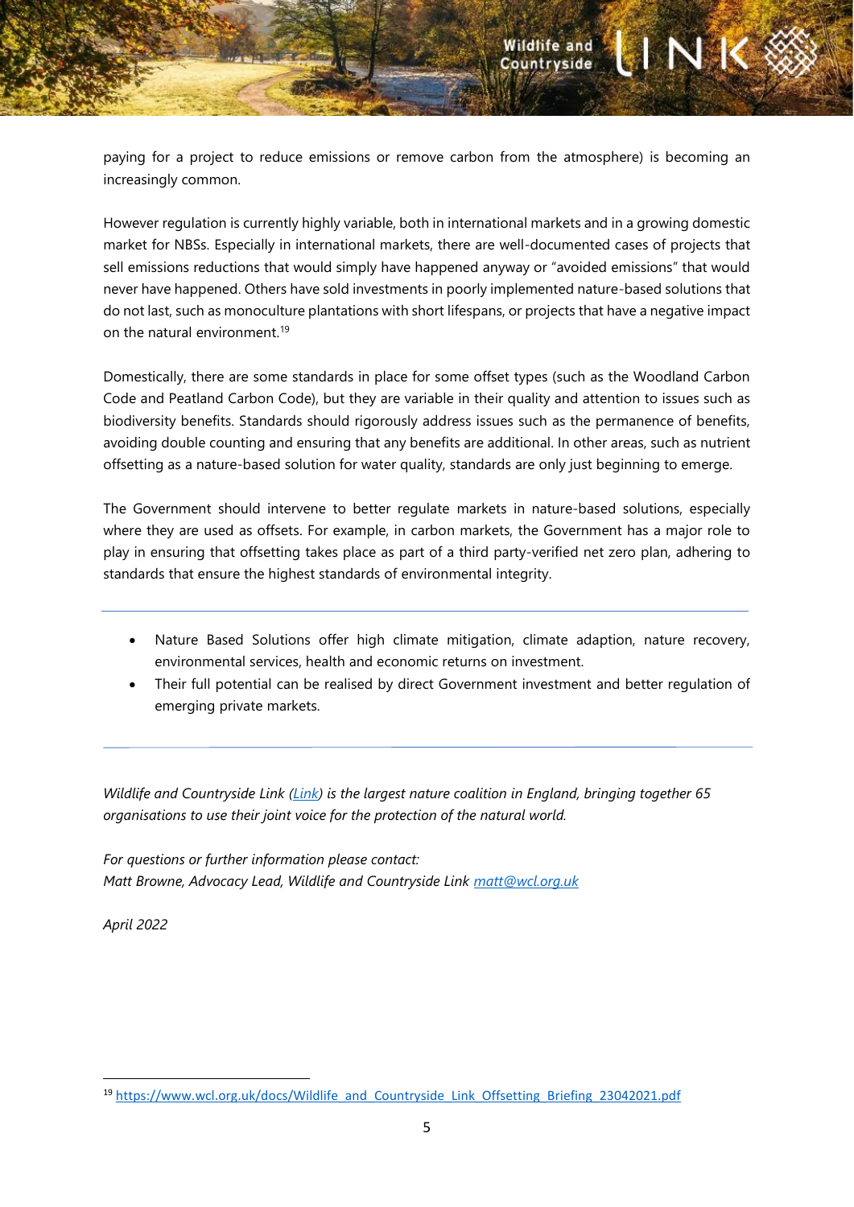paying for a project to reduce emissions or remove carbon from the atmosphere) is becoming an increasingly common.

However regulation is currently highly variable, both in international markets and in a growing domestic market for NBSs. Especially in international markets, there are well-documented cases of projects that sell emissions reductions that would simply have happened anyway or "avoided emissions" that would never have happened. Others have sold investments in poorly implemented nature-based solutions that do not last, such as monoculture plantations with short lifespans, or projects that have a negative impact on the natural environment.[19]

Domestically, there are some standards in place for some offset types (such as the Woodland Carbon Code and Peatland Carbon Code), but they are variable in their quality and attention to issues such as biodiversity benefits. Standards should rigorously address issues such as the permanence of benefits, avoiding double counting and ensuring that any benefits are additional. In other areas, such as nutrient offsetting as a nature-based solution for water quality, standards are only just beginning to emerge.

The Government should intervene to better regulate markets in nature-based solutions, especially where they are used as offsets. For example, in carbon markets, the Government has a major role to play in ensuring that offsetting takes place as part of a third party-verified net zero plan, adhering to standards that ensure the highest standards of environmental integrity.

---

- Nature Based Solutions offer high climate mitigation, climate adaption, nature recovery, environmental services, health and economic returns on investment.
- Their full potential can be realised by direct Government investment and better regulation of emerging private markets.

---

*Wildlife and Countryside Link ([Link](#)) is the largest nature coalition in England, bringing together 65 organisations to use their joint voice for the protection of the natural world.*

*For questions or further information please contact:*
*Matt Browne, Advocacy Lead, Wildlife and Countryside Link [matt@wcl.org.uk](mailto:matt@wcl.org.uk)*

*April 2022*

---

[19] https://www.wcl.org.uk/docs/Wildlife_and_Countryside_Link_Offsetting_Briefing_23042021.pdf